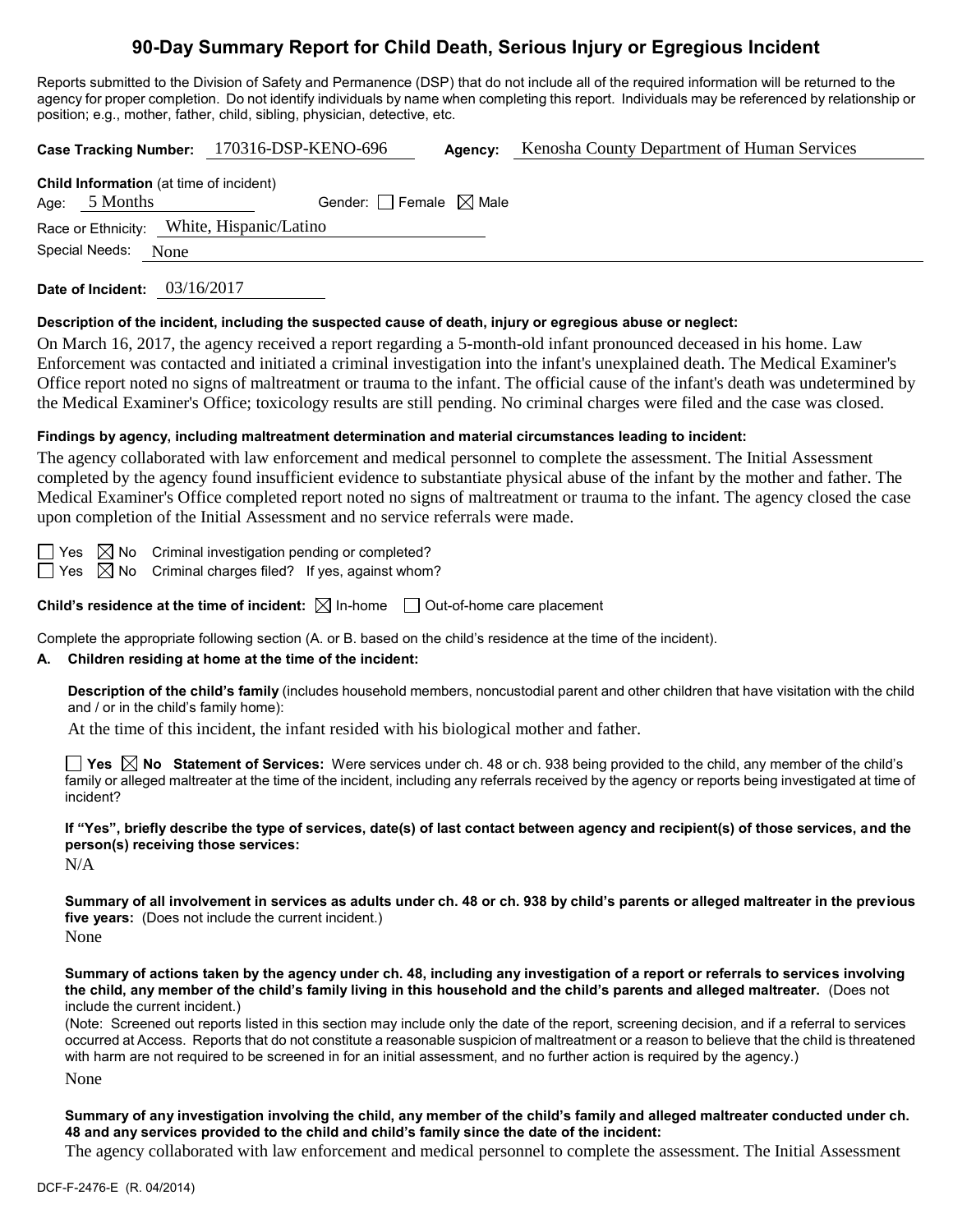# 90-Day Summary Report for Child Death, Serious Injury or Egregious Incident

Reports submitted to the Division of Safety and Permanence (DSP) that do not include all of the required information will be returned to the agency for proper completion. Do not identify individuals by name when completing this report. Individuals may be referenced by relationship or position; e.g., mother, father, child, sibling, physician, detective, etc.

**Case Tracking Number:** 170316-DSP-KENO-696 **Agency:** Kenosha County Department of Human Services

**Child Information** (at time of incident)

Age: 5 Months Gender: ☐ Female ☒ Male

Race or Ethnicity: White, Hispanic/Latino

Special Needs: None

**Date of Incident:** 03/16/2017

**Description of the incident, including the suspected cause of death, injury or egregious abuse or neglect:**

On March 16, 2017, the agency received a report regarding a 5-month-old infant pronounced deceased in his home. Law Enforcement was contacted and initiated a criminal investigation into the infant's unexplained death. The Medical Examiner's Office report noted no signs of maltreatment or trauma to the infant. The official cause of the infant's death was undetermined by the Medical Examiner's Office; toxicology results are still pending. No criminal charges were filed and the case was closed.

**Findings by agency, including maltreatment determination and material circumstances leading to incident:**

The agency collaborated with law enforcement and medical personnel to complete the assessment. The Initial Assessment completed by the agency found insufficient evidence to substantiate physical abuse of the infant by the mother and father. The Medical Examiner's Office completed report noted no signs of maltreatment or trauma to the infant. The agency closed the case upon completion of the Initial Assessment and no service referrals were made.

☐ Yes ☒ No Criminal investigation pending or completed?

☐ Yes ☒ No Criminal charges filed? If yes, against whom?

**Child's residence at the time of incident:** ☒ In-home ☐ Out-of-home care placement

Complete the appropriate following section (A. or B. based on the child's residence at the time of the incident).

**A. Children residing at home at the time of the incident:**

**Description of the child's family** (includes household members, noncustodial parent and other children that have visitation with the child and / or in the child's family home):

At the time of this incident, the infant resided with his biological mother and father.

☐ **Yes** ☒ **No Statement of Services:** Were services under ch. 48 or ch. 938 being provided to the child, any member of the child's family or alleged maltreater at the time of the incident, including any referrals received by the agency or reports being investigated at time of incident?

**If "Yes", briefly describe the type of services, date(s) of last contact between agency and recipient(s) of those services, and the person(s) receiving those services:**

N/A

**Summary of all involvement in services as adults under ch. 48 or ch. 938 by child's parents or alleged maltreater in the previous five years:** (Does not include the current incident.)

None

**Summary of actions taken by the agency under ch. 48, including any investigation of a report or referrals to services involving the child, any member of the child's family living in this household and the child's parents and alleged maltreater.** (Does not include the current incident.)

(Note: Screened out reports listed in this section may include only the date of the report, screening decision, and if a referral to services occurred at Access. Reports that do not constitute a reasonable suspicion of maltreatment or a reason to believe that the child is threatened with harm are not required to be screened in for an initial assessment, and no further action is required by the agency.)

None

**Summary of any investigation involving the child, any member of the child's family and alleged maltreater conducted under ch. 48 and any services provided to the child and child's family since the date of the incident:**

The agency collaborated with law enforcement and medical personnel to complete the assessment. The Initial Assessment

DCF-F-2476-E (R. 04/2014)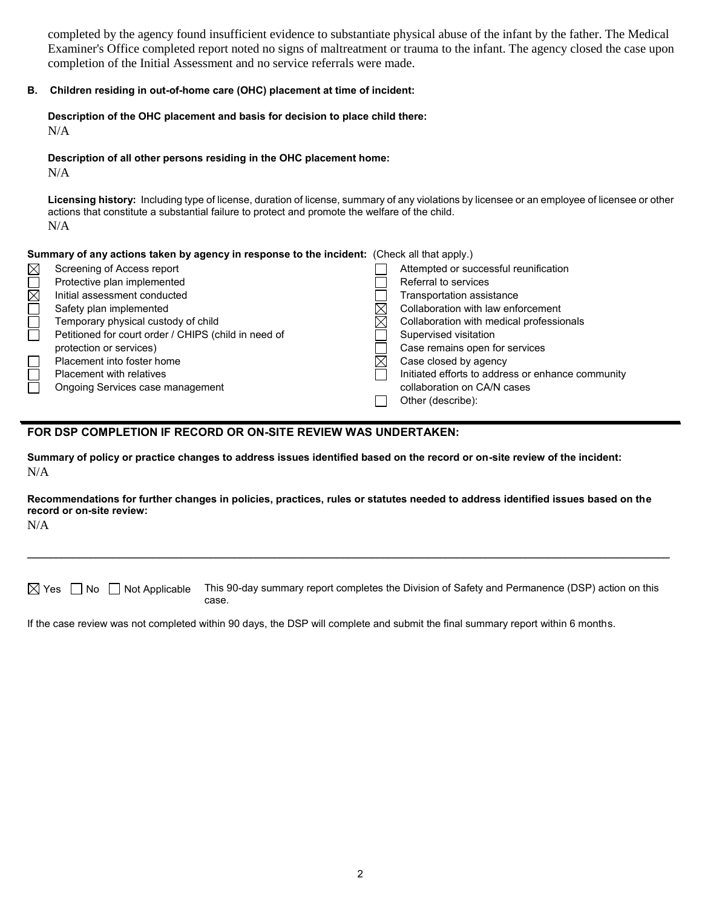completed by the agency found insufficient evidence to substantiate physical abuse of the infant by the father. The Medical Examiner's Office completed report noted no signs of maltreatment or trauma to the infant. The agency closed the case upon completion of the Initial Assessment and no service referrals were made.

**B. Children residing in out-of-home care (OHC) placement at time of incident:**

**Description of the OHC placement and basis for decision to place child there:**
N/A

**Description of all other persons residing in the OHC placement home:**
N/A

**Licensing history:** Including type of license, duration of license, summary of any violations by licensee or an employee of licensee or other actions that constitute a substantial failure to protect and promote the welfare of the child.
N/A

**Summary of any actions taken by agency in response to the incident:** (Check all that apply.)

- ☒ Screening of Access report
- ☐ Protective plan implemented
- ☒ Initial assessment conducted
- ☐ Safety plan implemented
- ☐ Temporary physical custody of child
- ☐ Petitioned for court order / CHIPS (child in need of protection or services)
- ☐ Placement into foster home
- ☐ Placement with relatives
- ☐ Ongoing Services case management
- ☐ Attempted or successful reunification
- ☐ Referral to services
- ☐ Transportation assistance
- ☒ Collaboration with law enforcement
- ☒ Collaboration with medical professionals
- ☐ Supervised visitation
- ☐ Case remains open for services
- ☒ Case closed by agency
- ☐ Initiated efforts to address or enhance community collaboration on CA/N cases
- ☐ Other (describe):

## FOR DSP COMPLETION IF RECORD OR ON-SITE REVIEW WAS UNDERTAKEN:

**Summary of policy or practice changes to address issues identified based on the record or on-site review of the incident:**
N/A

**Recommendations for further changes in policies, practices, rules or statutes needed to address identified issues based on the record or on-site review:**
N/A

---

☒ Yes ☐ No ☐ Not Applicable This 90-day summary report completes the Division of Safety and Permanence (DSP) action on this case.

If the case review was not completed within 90 days, the DSP will complete and submit the final summary report within 6 months.